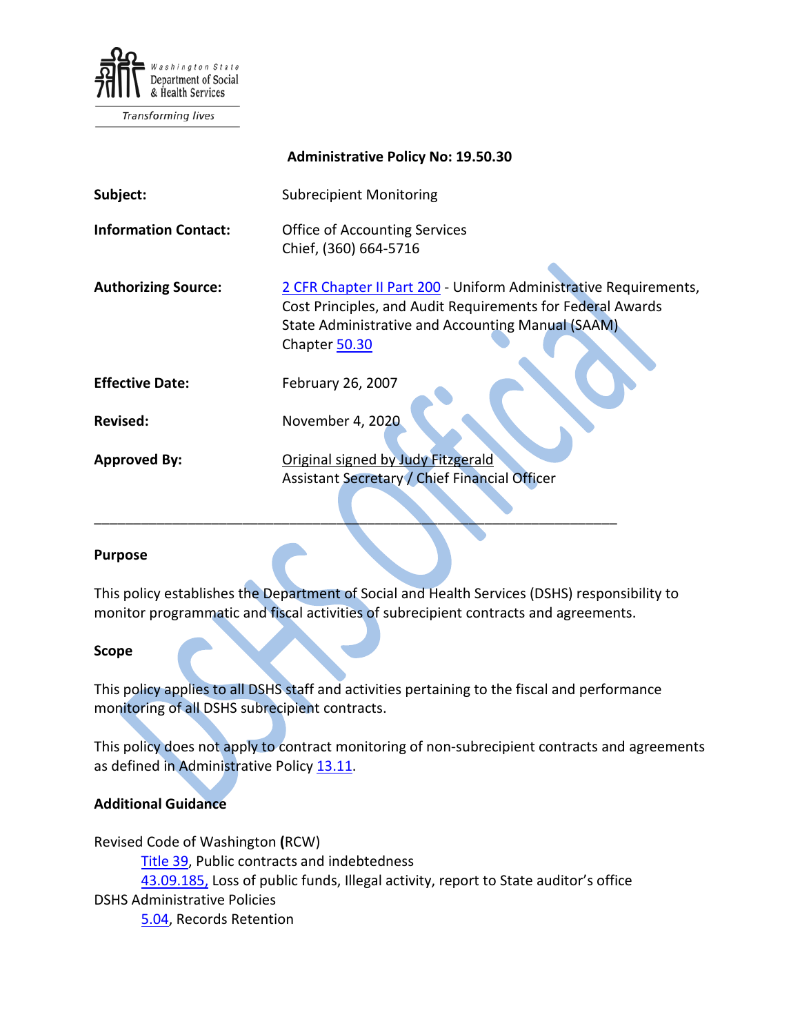Washington State Department of Social & Health Services

Transforming lives

**Administrative Policy No: 19.50.30**

| | |
|---|---|
| **Subject:** | Subrecipient Monitoring |
| **Information Contact:** | Office of Accounting Services<br>Chief, (360) 664-5716 |
| **Authorizing Source:** | 2 CFR Chapter II Part 200 - Uniform Administrative Requirements, Cost Principles, and Audit Requirements for Federal Awards<br>State Administrative and Accounting Manual (SAAM) Chapter 50.30 |
| **Effective Date:** | February 26, 2007 |
| **Revised:** | November 4, 2020 |
| **Approved By:** | Original signed by Judy Fitzgerald<br>Assistant Secretary / Chief Financial Officer |

---

### Purpose

This policy establishes the Department of Social and Health Services (DSHS) responsibility to monitor programmatic and fiscal activities of subrecipient contracts and agreements.

### Scope

This policy applies to all DSHS staff and activities pertaining to the fiscal and performance monitoring of all DSHS subrecipient contracts.

This policy does not apply to contract monitoring of non-subrecipient contracts and agreements as defined in Administrative Policy 13.11.

### Additional Guidance

Revised Code of Washington **(**RCW)
- Title 39, Public contracts and indebtedness
- 43.09.185, Loss of public funds, Illegal activity, report to State auditor's office

DSHS Administrative Policies
- 5.04, Records Retention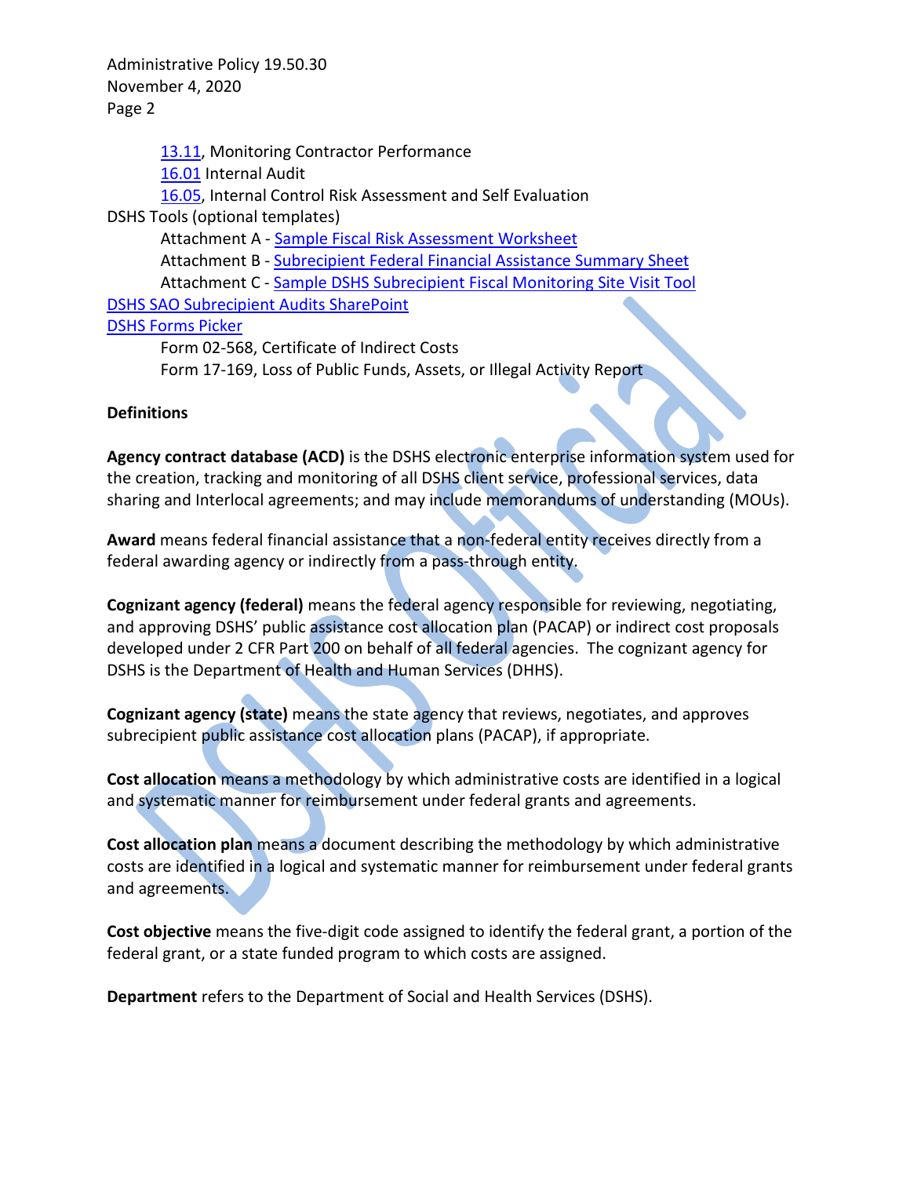13.11, Monitoring Contractor Performance
16.01 Internal Audit
16.05, Internal Control Risk Assessment and Self Evaluation

DSHS Tools (optional templates)

Attachment A - Sample Fiscal Risk Assessment Worksheet
Attachment B - Subrecipient Federal Financial Assistance Summary Sheet
Attachment C - Sample DSHS Subrecipient Fiscal Monitoring Site Visit Tool

DSHS SAO Subrecipient Audits SharePoint

DSHS Forms Picker

Form 02-568, Certificate of Indirect Costs
Form 17-169, Loss of Public Funds, Assets, or Illegal Activity Report

**Definitions**

**Agency contract database (ACD)** is the DSHS electronic enterprise information system used for the creation, tracking and monitoring of all DSHS client service, professional services, data sharing and Interlocal agreements; and may include memorandums of understanding (MOUs).

**Award** means federal financial assistance that a non-federal entity receives directly from a federal awarding agency or indirectly from a pass-through entity.

**Cognizant agency (federal)** means the federal agency responsible for reviewing, negotiating, and approving DSHS' public assistance cost allocation plan (PACAP) or indirect cost proposals developed under 2 CFR Part 200 on behalf of all federal agencies. The cognizant agency for DSHS is the Department of Health and Human Services (DHHS).

**Cognizant agency (state)** means the state agency that reviews, negotiates, and approves subrecipient public assistance cost allocation plans (PACAP), if appropriate.

**Cost allocation** means a methodology by which administrative costs are identified in a logical and systematic manner for reimbursement under federal grants and agreements.

**Cost allocation plan** means a document describing the methodology by which administrative costs are identified in a logical and systematic manner for reimbursement under federal grants and agreements.

**Cost objective** means the five-digit code assigned to identify the federal grant, a portion of the federal grant, or a state funded program to which costs are assigned.

**Department** refers to the Department of Social and Health Services (DSHS).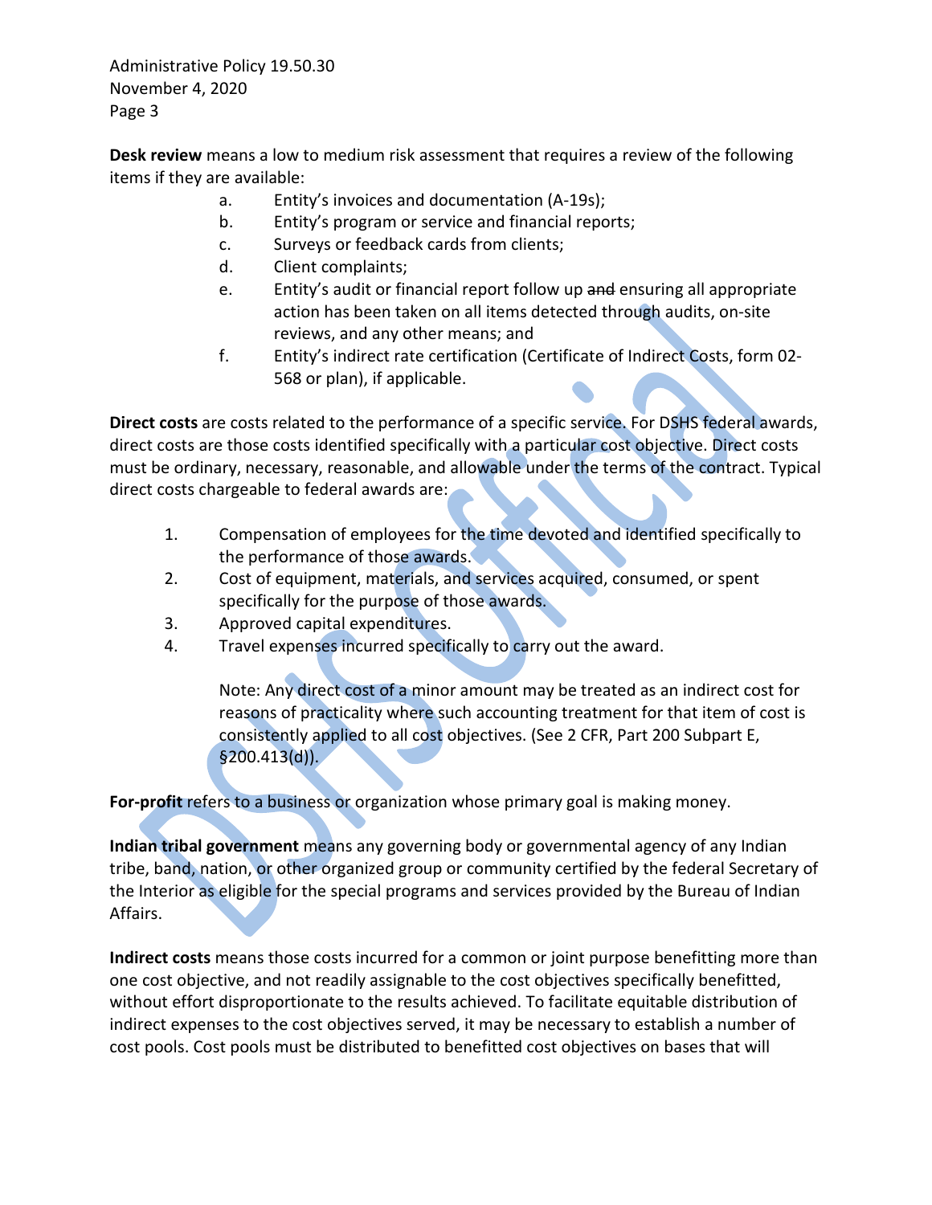**Desk review** means a low to medium risk assessment that requires a review of the following items if they are available:

a. Entity's invoices and documentation (A-19s);
b. Entity's program or service and financial reports;
c. Surveys or feedback cards from clients;
d. Client complaints;
e. Entity's audit or financial report follow up ~~and~~ ensuring all appropriate action has been taken on all items detected through audits, on-site reviews, and any other means; and
f. Entity's indirect rate certification (Certificate of Indirect Costs, form 02-568 or plan), if applicable.

**Direct costs** are costs related to the performance of a specific service. For DSHS federal awards, direct costs are those costs identified specifically with a particular cost objective. Direct costs must be ordinary, necessary, reasonable, and allowable under the terms of the contract. Typical direct costs chargeable to federal awards are:

1. Compensation of employees for the time devoted and identified specifically to the performance of those awards.
2. Cost of equipment, materials, and services acquired, consumed, or spent specifically for the purpose of those awards.
3. Approved capital expenditures.
4. Travel expenses incurred specifically to carry out the award.

   Note: Any direct cost of a minor amount may be treated as an indirect cost for reasons of practicality where such accounting treatment for that item of cost is consistently applied to all cost objectives. (See 2 CFR, Part 200 Subpart E, §200.413(d)).

**For-profit** refers to a business or organization whose primary goal is making money.

**Indian tribal government** means any governing body or governmental agency of any Indian tribe, band, nation, or other organized group or community certified by the federal Secretary of the Interior as eligible for the special programs and services provided by the Bureau of Indian Affairs.

**Indirect costs** means those costs incurred for a common or joint purpose benefitting more than one cost objective, and not readily assignable to the cost objectives specifically benefitted, without effort disproportionate to the results achieved. To facilitate equitable distribution of indirect expenses to the cost objectives served, it may be necessary to establish a number of cost pools. Cost pools must be distributed to benefitted cost objectives on bases that will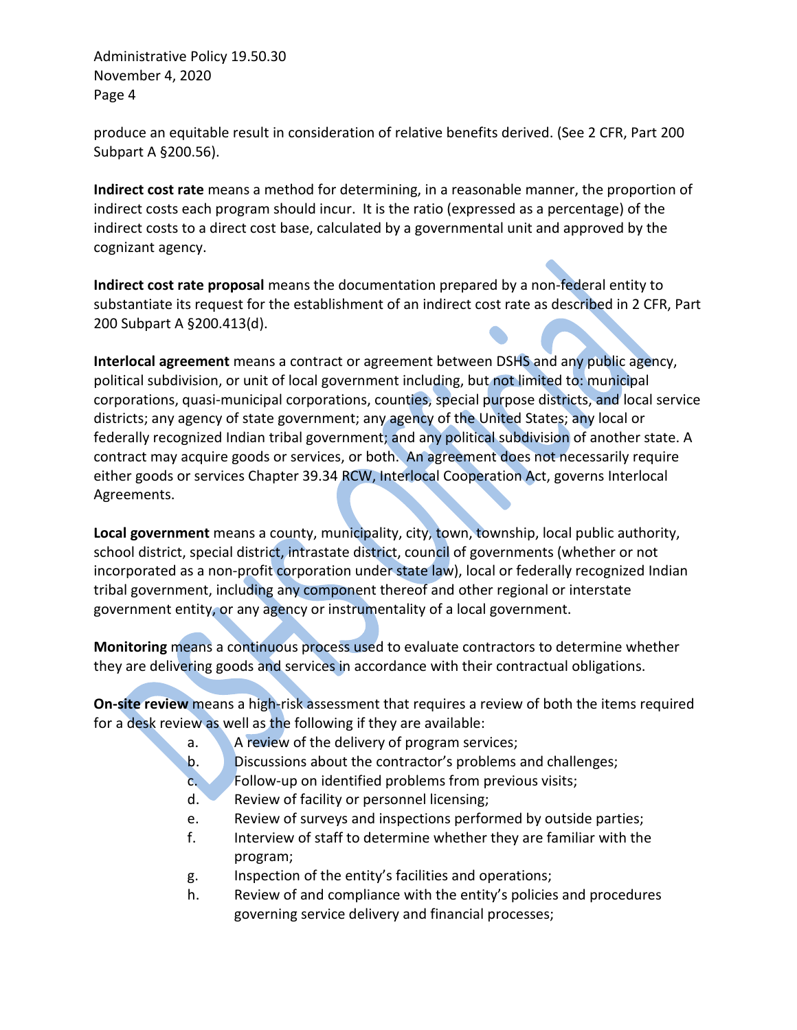produce an equitable result in consideration of relative benefits derived. (See 2 CFR, Part 200 Subpart A §200.56).

**Indirect cost rate** means a method for determining, in a reasonable manner, the proportion of indirect costs each program should incur. It is the ratio (expressed as a percentage) of the indirect costs to a direct cost base, calculated by a governmental unit and approved by the cognizant agency.

**Indirect cost rate proposal** means the documentation prepared by a non-federal entity to substantiate its request for the establishment of an indirect cost rate as described in 2 CFR, Part 200 Subpart A §200.413(d).

**Interlocal agreement** means a contract or agreement between DSHS and any public agency, political subdivision, or unit of local government including, but not limited to: municipal corporations, quasi-municipal corporations, counties, special purpose districts, and local service districts; any agency of state government; any agency of the United States; any local or federally recognized Indian tribal government; and any political subdivision of another state. A contract may acquire goods or services, or both. An agreement does not necessarily require either goods or services Chapter 39.34 RCW, Interlocal Cooperation Act, governs Interlocal Agreements.

**Local government** means a county, municipality, city, town, township, local public authority, school district, special district, intrastate district, council of governments (whether or not incorporated as a non-profit corporation under state law), local or federally recognized Indian tribal government, including any component thereof and other regional or interstate government entity, or any agency or instrumentality of a local government.

**Monitoring** means a continuous process used to evaluate contractors to determine whether they are delivering goods and services in accordance with their contractual obligations.

**On-site review** means a high-risk assessment that requires a review of both the items required for a desk review as well as the following if they are available:

a. A review of the delivery of program services;
b. Discussions about the contractor's problems and challenges;
c. Follow-up on identified problems from previous visits;
d. Review of facility or personnel licensing;
e. Review of surveys and inspections performed by outside parties;
f. Interview of staff to determine whether they are familiar with the program;
g. Inspection of the entity's facilities and operations;
h. Review of and compliance with the entity's policies and procedures governing service delivery and financial processes;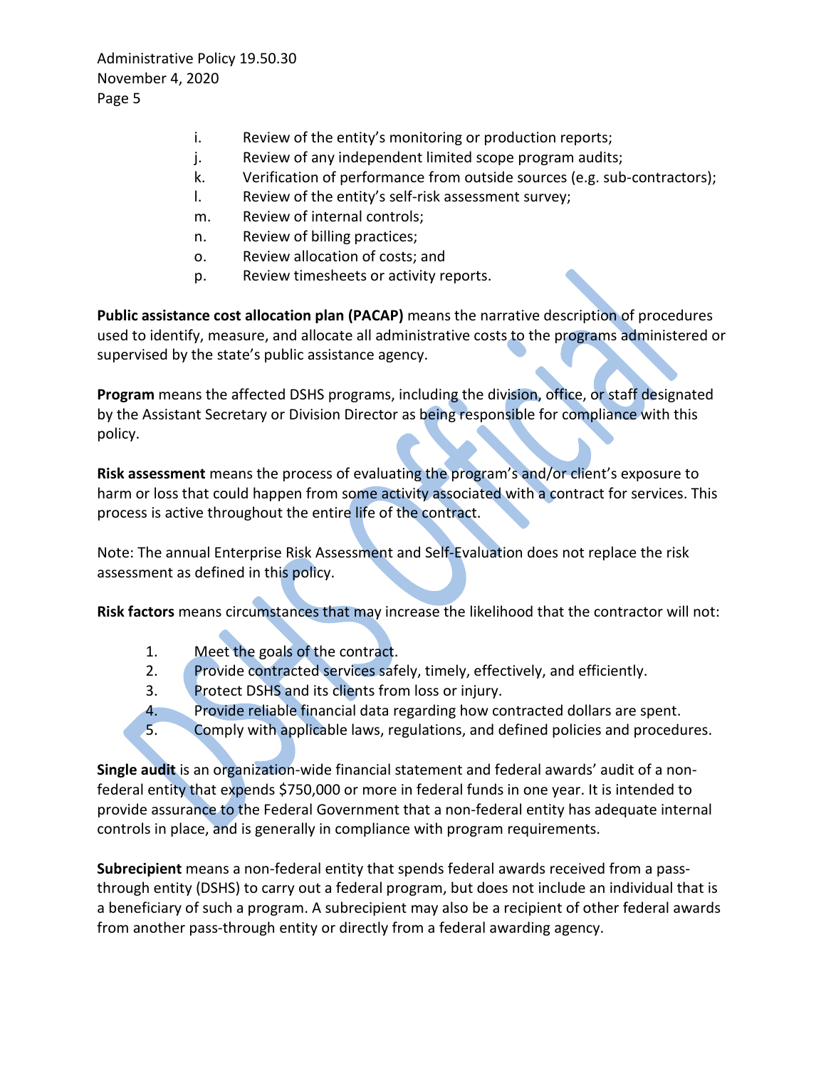i. Review of the entity's monitoring or production reports;
j. Review of any independent limited scope program audits;
k. Verification of performance from outside sources (e.g. sub-contractors);
l. Review of the entity's self-risk assessment survey;
m. Review of internal controls;
n. Review of billing practices;
o. Review allocation of costs; and
p. Review timesheets or activity reports.

**Public assistance cost allocation plan (PACAP)** means the narrative description of procedures used to identify, measure, and allocate all administrative costs to the programs administered or supervised by the state's public assistance agency.

**Program** means the affected DSHS programs, including the division, office, or staff designated by the Assistant Secretary or Division Director as being responsible for compliance with this policy.

**Risk assessment** means the process of evaluating the program's and/or client's exposure to harm or loss that could happen from some activity associated with a contract for services. This process is active throughout the entire life of the contract.

Note: The annual Enterprise Risk Assessment and Self-Evaluation does not replace the risk assessment as defined in this policy.

**Risk factors** means circumstances that may increase the likelihood that the contractor will not:

1. Meet the goals of the contract.
2. Provide contracted services safely, timely, effectively, and efficiently.
3. Protect DSHS and its clients from loss or injury.
4. Provide reliable financial data regarding how contracted dollars are spent.
5. Comply with applicable laws, regulations, and defined policies and procedures.

**Single audit** is an organization-wide financial statement and federal awards' audit of a non-federal entity that expends $750,000 or more in federal funds in one year. It is intended to provide assurance to the Federal Government that a non-federal entity has adequate internal controls in place, and is generally in compliance with program requirements.

**Subrecipient** means a non-federal entity that spends federal awards received from a pass-through entity (DSHS) to carry out a federal program, but does not include an individual that is a beneficiary of such a program. A subrecipient may also be a recipient of other federal awards from another pass-through entity or directly from a federal awarding agency.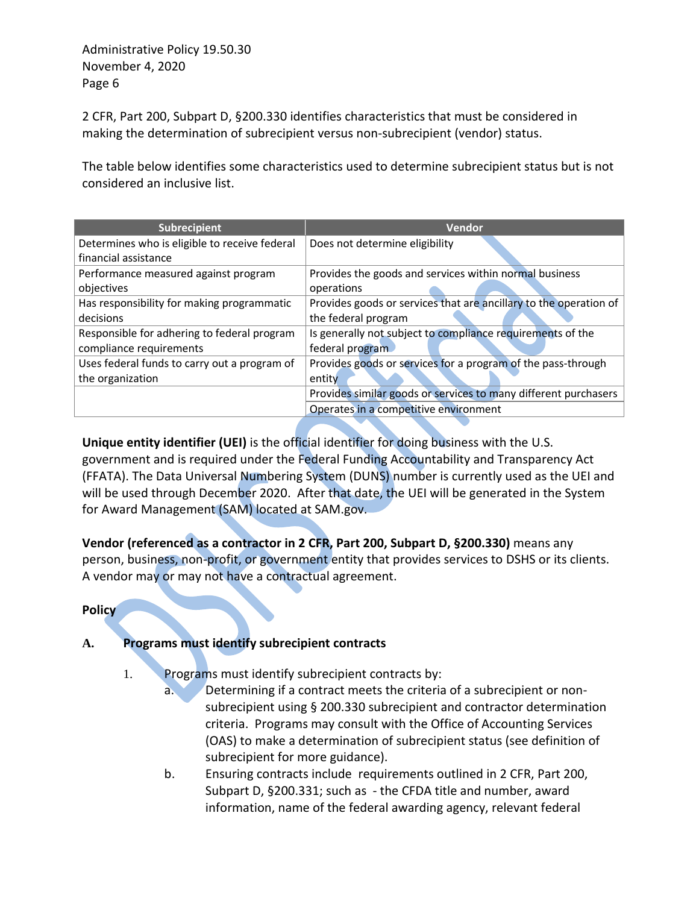2 CFR, Part 200, Subpart D, §200.330 identifies characteristics that must be considered in making the determination of subrecipient versus non-subrecipient (vendor) status.

The table below identifies some characteristics used to determine subrecipient status but is not considered an inclusive list.

| Subrecipient | Vendor |
|---|---|
| Determines who is eligible to receive federal financial assistance | Does not determine eligibility |
| Performance measured against program objectives | Provides the goods and services within normal business operations |
| Has responsibility for making programmatic decisions | Provides goods or services that are ancillary to the operation of the federal program |
| Responsible for adhering to federal program compliance requirements | Is generally not subject to compliance requirements of the federal program |
| Uses federal funds to carry out a program of the organization | Provides goods or services for a program of the pass-through entity |
| | Provides similar goods or services to many different purchasers |
| | Operates in a competitive environment |

**Unique entity identifier (UEI)** is the official identifier for doing business with the U.S. government and is required under the Federal Funding Accountability and Transparency Act (FFATA). The Data Universal Numbering System (DUNS) number is currently used as the UEI and will be used through December 2020. After that date, the UEI will be generated in the System for Award Management (SAM) located at SAM.gov.

**Vendor (referenced as a contractor in 2 CFR, Part 200, Subpart D, §200.330)** means any person, business, non-profit, or government entity that provides services to DSHS or its clients. A vendor may or may not have a contractual agreement.

**Policy**

**A. Programs must identify subrecipient contracts**

1. Programs must identify subrecipient contracts by:
   a. Determining if a contract meets the criteria of a subrecipient or non-subrecipient using § 200.330 subrecipient and contractor determination criteria. Programs may consult with the Office of Accounting Services (OAS) to make a determination of subrecipient status (see definition of subrecipient for more guidance).
   b. Ensuring contracts include requirements outlined in 2 CFR, Part 200, Subpart D, §200.331; such as - the CFDA title and number, award information, name of the federal awarding agency, relevant federal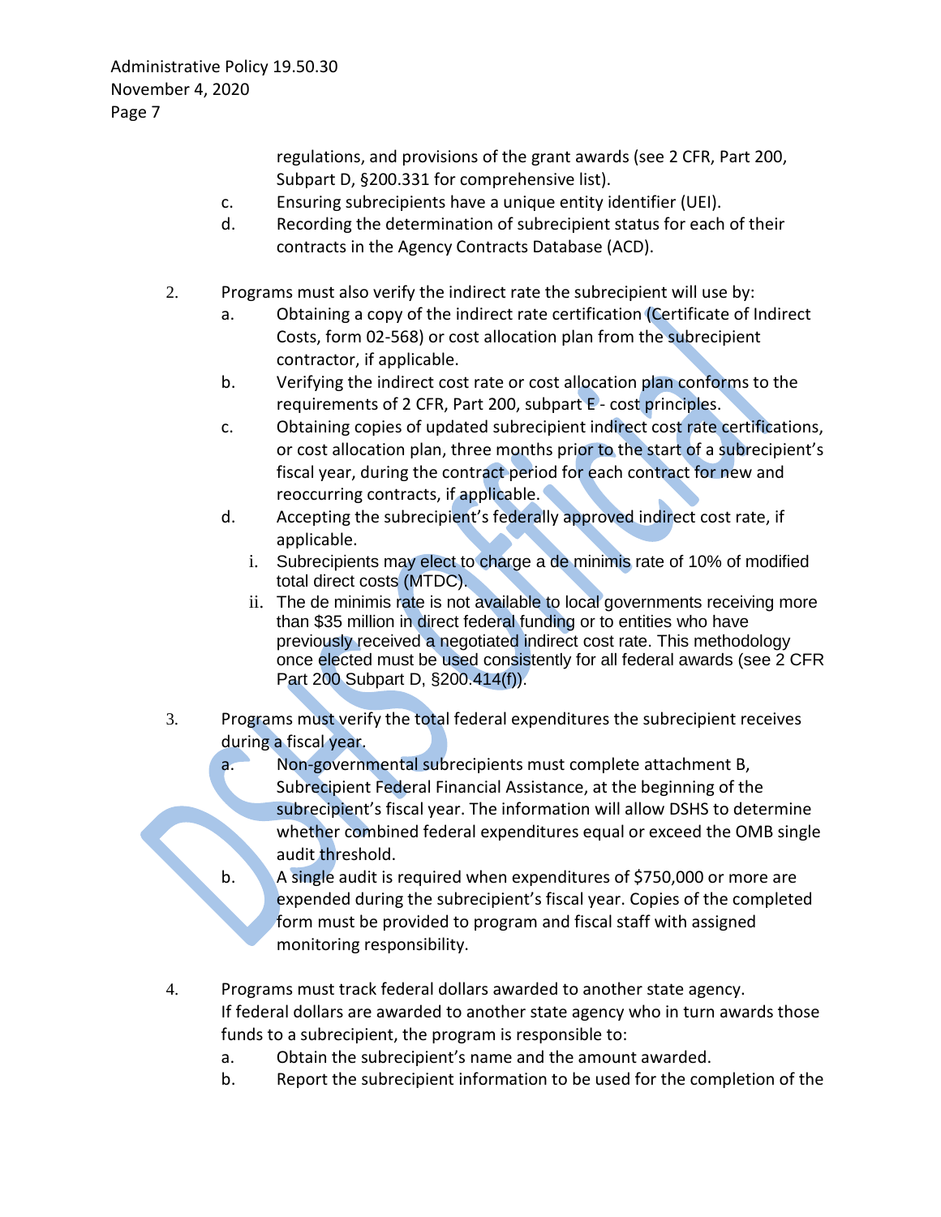regulations, and provisions of the grant awards (see 2 CFR, Part 200, Subpart D, §200.331 for comprehensive list).

c. Ensuring subrecipients have a unique entity identifier (UEI).

d. Recording the determination of subrecipient status for each of their contracts in the Agency Contracts Database (ACD).

2. Programs must also verify the indirect rate the subrecipient will use by:
   a. Obtaining a copy of the indirect rate certification (Certificate of Indirect Costs, form 02-568) or cost allocation plan from the subrecipient contractor, if applicable.
   b. Verifying the indirect cost rate or cost allocation plan conforms to the requirements of 2 CFR, Part 200, subpart E - cost principles.
   c. Obtaining copies of updated subrecipient indirect cost rate certifications, or cost allocation plan, three months prior to the start of a subrecipient's fiscal year, during the contract period for each contract for new and reoccurring contracts, if applicable.
   d. Accepting the subrecipient's federally approved indirect cost rate, if applicable.
      i. Subrecipients may elect to charge a de minimis rate of 10% of modified total direct costs (MTDC).
      ii. The de minimis rate is not available to local governments receiving more than $35 million in direct federal funding or to entities who have previously received a negotiated indirect cost rate. This methodology once elected must be used consistently for all federal awards (see 2 CFR Part 200 Subpart D, §200.414(f)).

3. Programs must verify the total federal expenditures the subrecipient receives during a fiscal year.
   a. Non-governmental subrecipients must complete attachment B, Subrecipient Federal Financial Assistance, at the beginning of the subrecipient's fiscal year. The information will allow DSHS to determine whether combined federal expenditures equal or exceed the OMB single audit threshold.
   b. A single audit is required when expenditures of $750,000 or more are expended during the subrecipient's fiscal year. Copies of the completed form must be provided to program and fiscal staff with assigned monitoring responsibility.

4. Programs must track federal dollars awarded to another state agency. If federal dollars are awarded to another state agency who in turn awards those funds to a subrecipient, the program is responsible to:
   a. Obtain the subrecipient's name and the amount awarded.
   b. Report the subrecipient information to be used for the completion of the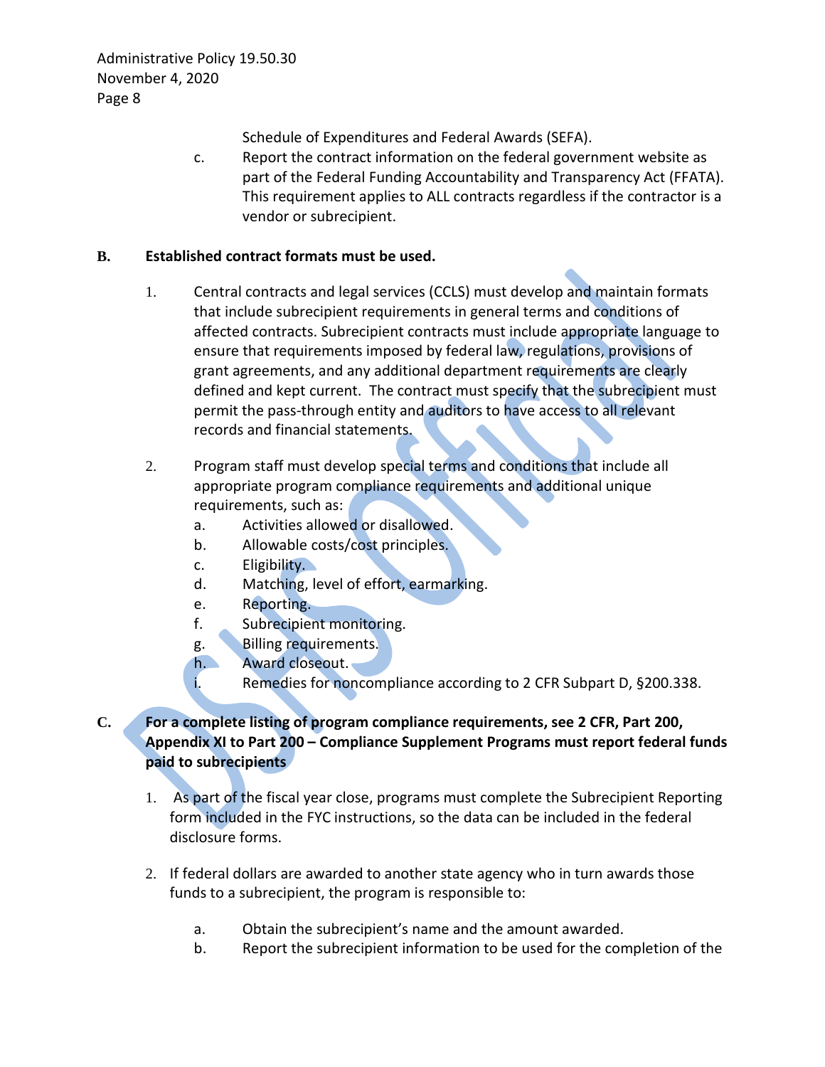Schedule of Expenditures and Federal Awards (SEFA).

c. Report the contract information on the federal government website as part of the Federal Funding Accountability and Transparency Act (FFATA). This requirement applies to ALL contracts regardless if the contractor is a vendor or subrecipient.

**B. Established contract formats must be used.**

1. Central contracts and legal services (CCLS) must develop and maintain formats that include subrecipient requirements in general terms and conditions of affected contracts. Subrecipient contracts must include appropriate language to ensure that requirements imposed by federal law, regulations, provisions of grant agreements, and any additional department requirements are clearly defined and kept current. The contract must specify that the subrecipient must permit the pass-through entity and auditors to have access to all relevant records and financial statements.

2. Program staff must develop special terms and conditions that include all appropriate program compliance requirements and additional unique requirements, such as:
   a. Activities allowed or disallowed.
   b. Allowable costs/cost principles.
   c. Eligibility.
   d. Matching, level of effort, earmarking.
   e. Reporting.
   f. Subrecipient monitoring.
   g. Billing requirements.
   h. Award closeout.
   i. Remedies for noncompliance according to 2 CFR Subpart D, §200.338.

**C. For a complete listing of program compliance requirements, see 2 CFR, Part 200, Appendix XI to Part 200 – Compliance Supplement Programs must report federal funds paid to subrecipients**

1. As part of the fiscal year close, programs must complete the Subrecipient Reporting form included in the FYC instructions, so the data can be included in the federal disclosure forms.

2. If federal dollars are awarded to another state agency who in turn awards those funds to a subrecipient, the program is responsible to:

   a. Obtain the subrecipient's name and the amount awarded.
   b. Report the subrecipient information to be used for the completion of the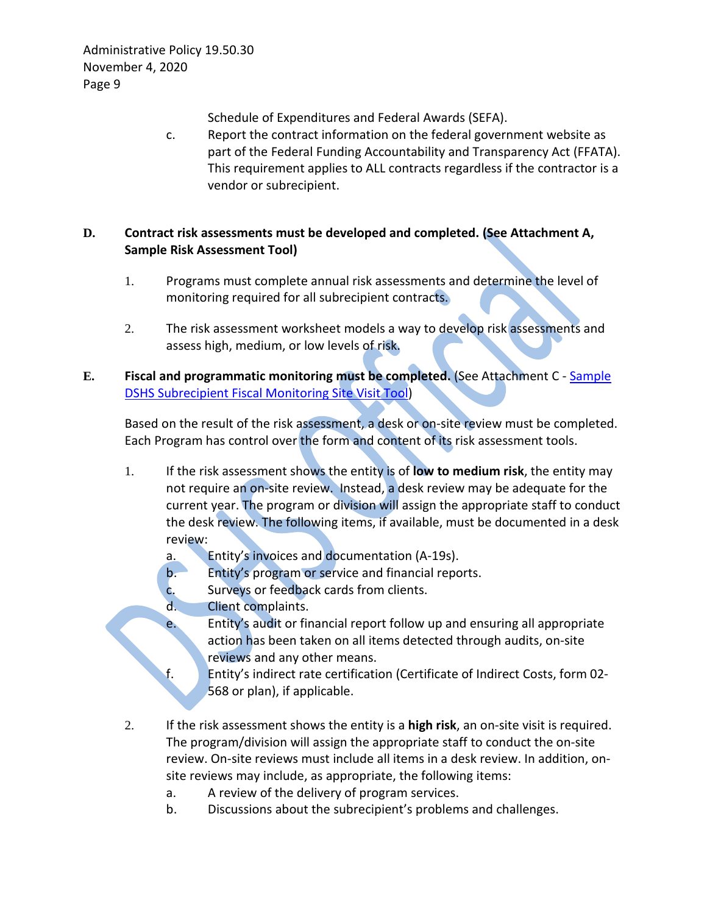Schedule of Expenditures and Federal Awards (SEFA).

c. Report the contract information on the federal government website as part of the Federal Funding Accountability and Transparency Act (FFATA). This requirement applies to ALL contracts regardless if the contractor is a vendor or subrecipient.

**D. Contract risk assessments must be developed and completed. (See Attachment A, Sample Risk Assessment Tool)**

1. Programs must complete annual risk assessments and determine the level of monitoring required for all subrecipient contracts.
2. The risk assessment worksheet models a way to develop risk assessments and assess high, medium, or low levels of risk.

**E. Fiscal and programmatic monitoring must be completed.** (See Attachment C - [Sample DSHS Subrecipient Fiscal Monitoring Site Visit Tool](#))

Based on the result of the risk assessment, a desk or on-site review must be completed. Each Program has control over the form and content of its risk assessment tools.

1. If the risk assessment shows the entity is of **low to medium risk**, the entity may not require an on-site review. Instead, a desk review may be adequate for the current year. The program or division will assign the appropriate staff to conduct the desk review. The following items, if available, must be documented in a desk review:
   a. Entity's invoices and documentation (A-19s).
   b. Entity's program or service and financial reports.
   c. Surveys or feedback cards from clients.
   d. Client complaints.
   e. Entity's audit or financial report follow up and ensuring all appropriate action has been taken on all items detected through audits, on-site reviews and any other means.
   f. Entity's indirect rate certification (Certificate of Indirect Costs, form 02-568 or plan), if applicable.
2. If the risk assessment shows the entity is a **high risk**, an on-site visit is required. The program/division will assign the appropriate staff to conduct the on-site review. On-site reviews must include all items in a desk review. In addition, on-site reviews may include, as appropriate, the following items:
   a. A review of the delivery of program services.
   b. Discussions about the subrecipient's problems and challenges.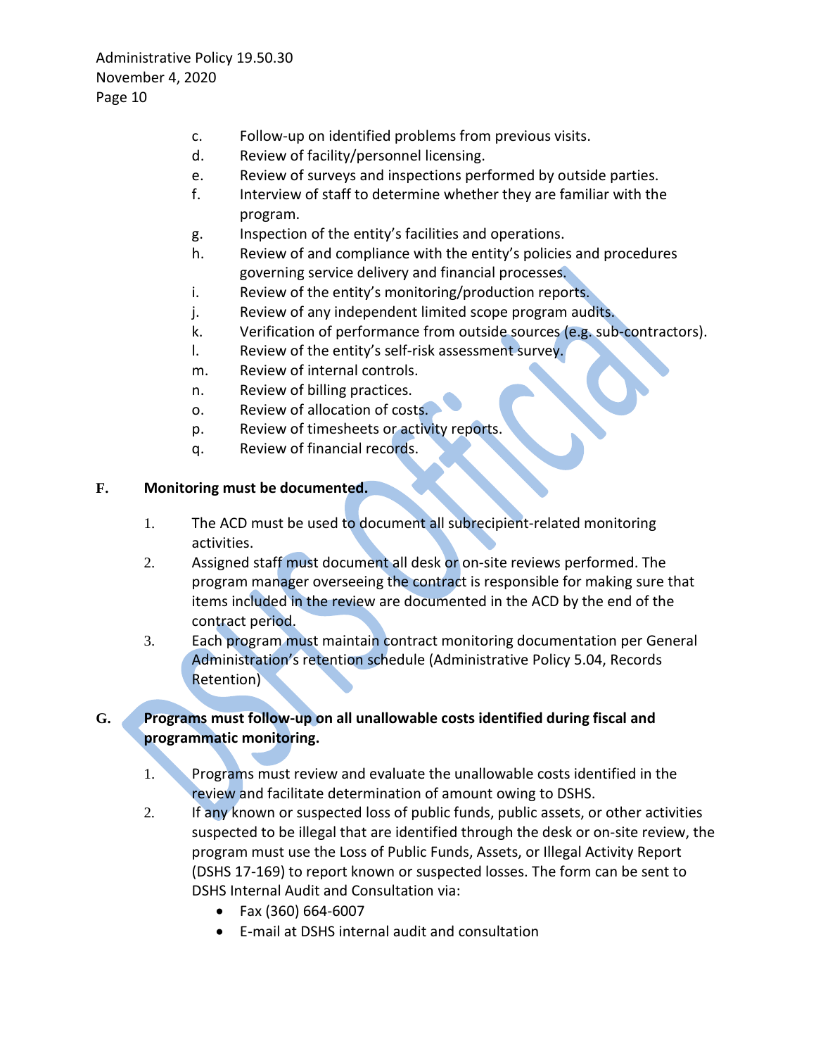c. Follow-up on identified problems from previous visits.
d. Review of facility/personnel licensing.
e. Review of surveys and inspections performed by outside parties.
f. Interview of staff to determine whether they are familiar with the program.
g. Inspection of the entity's facilities and operations.
h. Review of and compliance with the entity's policies and procedures governing service delivery and financial processes.
i. Review of the entity's monitoring/production reports.
j. Review of any independent limited scope program audits.
k. Verification of performance from outside sources (e.g. sub-contractors).
l. Review of the entity's self-risk assessment survey.
m. Review of internal controls.
n. Review of billing practices.
o. Review of allocation of costs.
p. Review of timesheets or activity reports.
q. Review of financial records.

**F. Monitoring must be documented.**

1. The ACD must be used to document all subrecipient-related monitoring activities.
2. Assigned staff must document all desk or on-site reviews performed. The program manager overseeing the contract is responsible for making sure that items included in the review are documented in the ACD by the end of the contract period.
3. Each program must maintain contract monitoring documentation per General Administration's retention schedule (Administrative Policy 5.04, Records Retention)

**G. Programs must follow-up on all unallowable costs identified during fiscal and programmatic monitoring.**

1. Programs must review and evaluate the unallowable costs identified in the review and facilitate determination of amount owing to DSHS.
2. If any known or suspected loss of public funds, public assets, or other activities suspected to be illegal that are identified through the desk or on-site review, the program must use the Loss of Public Funds, Assets, or Illegal Activity Report (DSHS 17-169) to report known or suspected losses. The form can be sent to DSHS Internal Audit and Consultation via:
   - Fax (360) 664-6007
   - E-mail at DSHS internal audit and consultation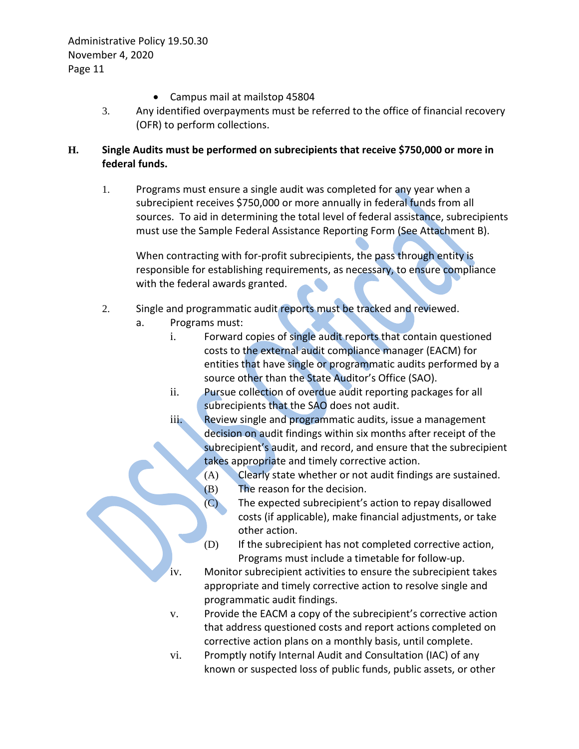- Campus mail at mailstop 45804

3. Any identified overpayments must be referred to the office of financial recovery (OFR) to perform collections.

**H. Single Audits must be performed on subrecipients that receive $750,000 or more in federal funds.**

1. Programs must ensure a single audit was completed for any year when a subrecipient receives $750,000 or more annually in federal funds from all sources. To aid in determining the total level of federal assistance, subrecipients must use the Sample Federal Assistance Reporting Form (See Attachment B).

   When contracting with for-profit subrecipients, the pass through entity is responsible for establishing requirements, as necessary, to ensure compliance with the federal awards granted.

2. Single and programmatic audit reports must be tracked and reviewed.
   a. Programs must:
      i. Forward copies of single audit reports that contain questioned costs to the external audit compliance manager (EACM) for entities that have single or programmatic audits performed by a source other than the State Auditor's Office (SAO).
      ii. Pursue collection of overdue audit reporting packages for all subrecipients that the SAO does not audit.
      iii. Review single and programmatic audits, issue a management decision on audit findings within six months after receipt of the subrecipient's audit, and record, and ensure that the subrecipient takes appropriate and timely corrective action.
         (A) Clearly state whether or not audit findings are sustained.
         (B) The reason for the decision.
         (C) The expected subrecipient's action to repay disallowed costs (if applicable), make financial adjustments, or take other action.
         (D) If the subrecipient has not completed corrective action, Programs must include a timetable for follow-up.
      iv. Monitor subrecipient activities to ensure the subrecipient takes appropriate and timely corrective action to resolve single and programmatic audit findings.
      v. Provide the EACM a copy of the subrecipient's corrective action that address questioned costs and report actions completed on corrective action plans on a monthly basis, until complete.
      vi. Promptly notify Internal Audit and Consultation (IAC) of any known or suspected loss of public funds, public assets, or other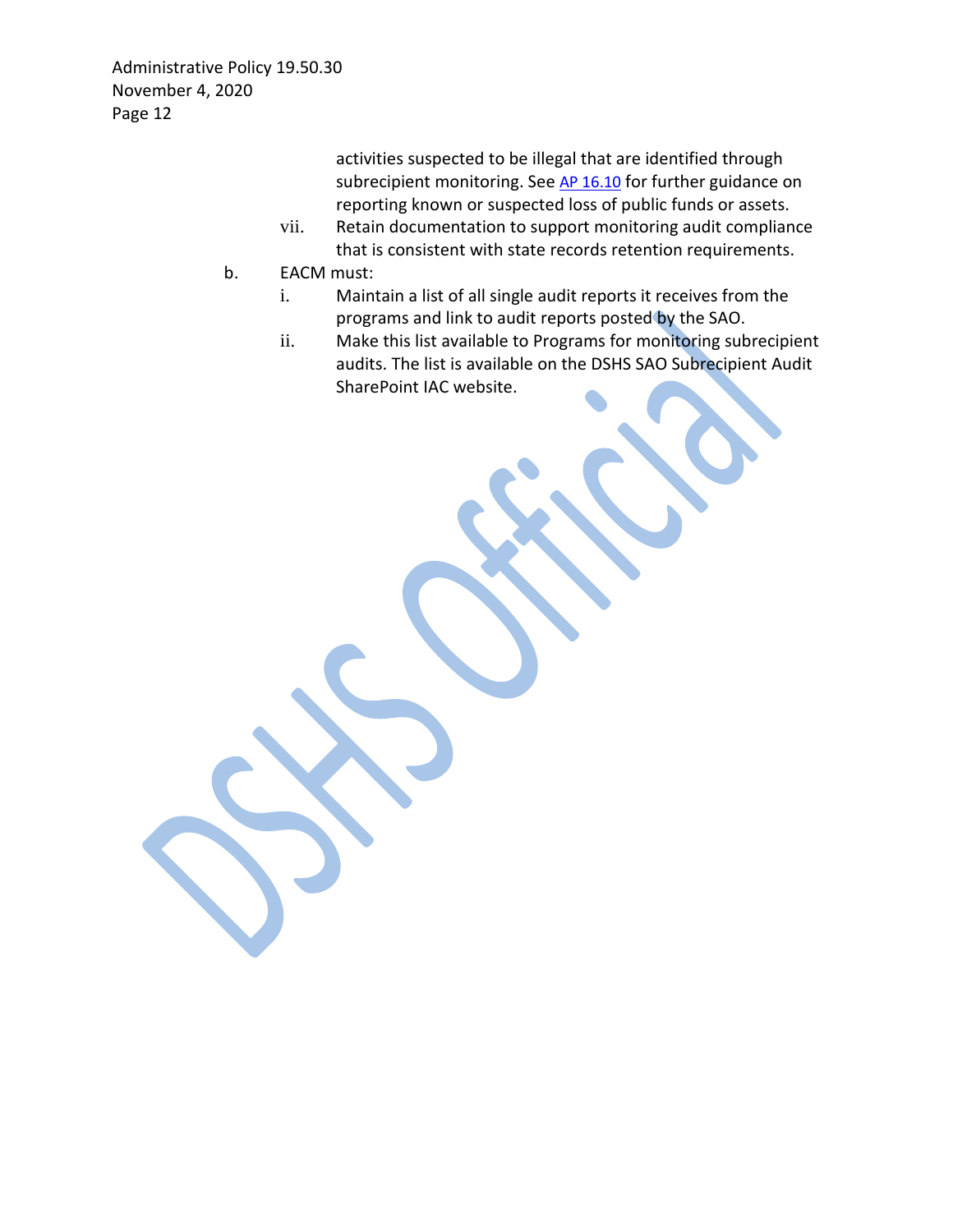activities suspected to be illegal that are identified through subrecipient monitoring. See [AP 16.10](#) for further guidance on reporting known or suspected loss of public funds or assets.

vii. Retain documentation to support monitoring audit compliance that is consistent with state records retention requirements.

b. EACM must:

i. Maintain a list of all single audit reports it receives from the programs and link to audit reports posted by the SAO.

ii. Make this list available to Programs for monitoring subrecipient audits. The list is available on the DSHS SAO Subrecipient Audit SharePoint IAC website.